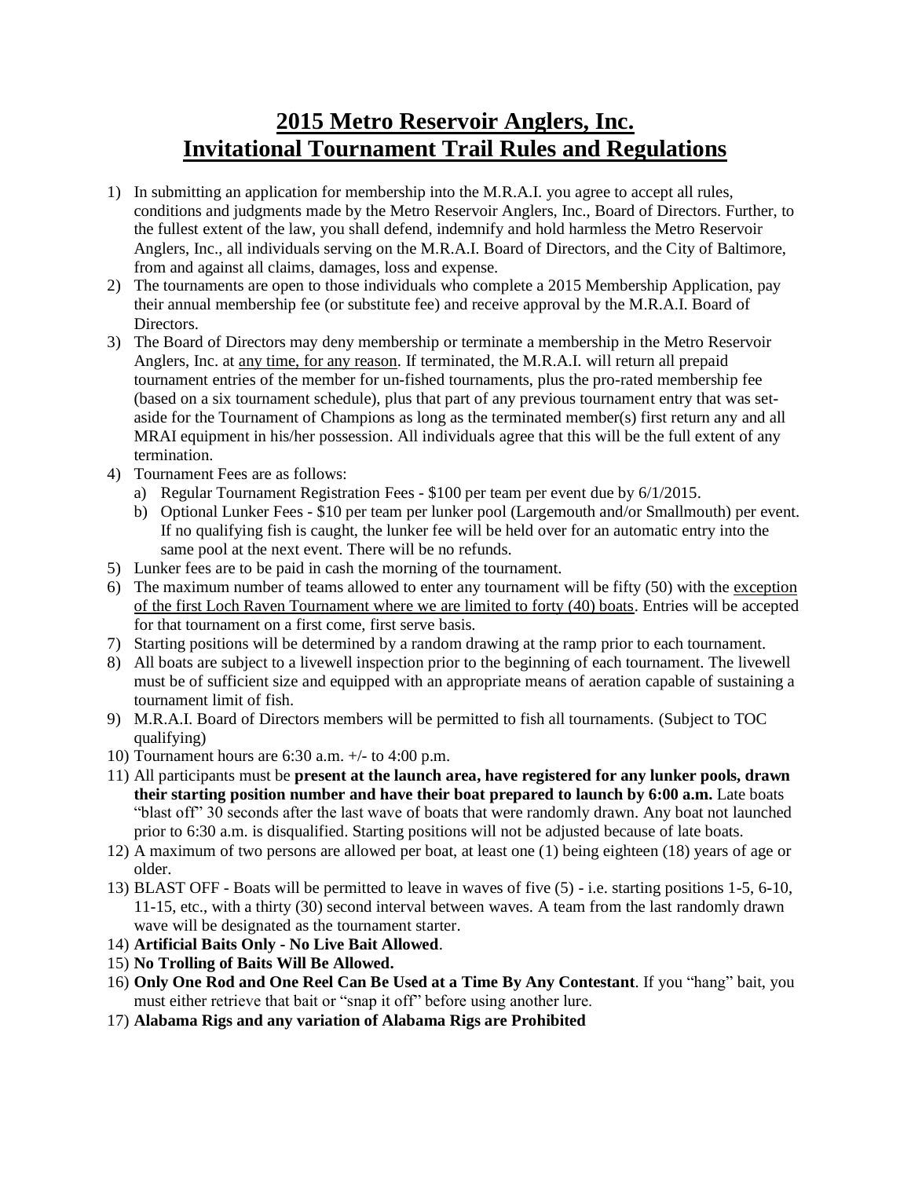# 2015 Metro Reservoir Anglers, Inc.
# Invitational Tournament Trail Rules and Regulations

1) In submitting an application for membership into the M.R.A.I. you agree to accept all rules, conditions and judgments made by the Metro Reservoir Anglers, Inc., Board of Directors. Further, to the fullest extent of the law, you shall defend, indemnify and hold harmless the Metro Reservoir Anglers, Inc., all individuals serving on the M.R.A.I. Board of Directors, and the City of Baltimore, from and against all claims, damages, loss and expense.
2) The tournaments are open to those individuals who complete a 2015 Membership Application, pay their annual membership fee (or substitute fee) and receive approval by the M.R.A.I. Board of Directors.
3) The Board of Directors may deny membership or terminate a membership in the Metro Reservoir Anglers, Inc. at <u>any time, for any reason</u>. If terminated, the M.R.A.I. will return all prepaid tournament entries of the member for un-fished tournaments, plus the pro-rated membership fee (based on a six tournament schedule), plus that part of any previous tournament entry that was set-aside for the Tournament of Champions as long as the terminated member(s) first return any and all MRAI equipment in his/her possession. All individuals agree that this will be the full extent of any termination.
4) Tournament Fees are as follows:
   a) Regular Tournament Registration Fees - $100 per team per event due by 6/1/2015.
   b) Optional Lunker Fees - $10 per team per lunker pool (Largemouth and/or Smallmouth) per event. If no qualifying fish is caught, the lunker fee will be held over for an automatic entry into the same pool at the next event. There will be no refunds.
5) Lunker fees are to be paid in cash the morning of the tournament.
6) The maximum number of teams allowed to enter any tournament will be fifty (50) with the <u>exception of the first Loch Raven Tournament where we are limited to forty (40) boats</u>. Entries will be accepted for that tournament on a first come, first serve basis.
7) Starting positions will be determined by a random drawing at the ramp prior to each tournament.
8) All boats are subject to a livewell inspection prior to the beginning of each tournament. The livewell must be of sufficient size and equipped with an appropriate means of aeration capable of sustaining a tournament limit of fish.
9) M.R.A.I. Board of Directors members will be permitted to fish all tournaments. (Subject to TOC qualifying)
10) Tournament hours are 6:30 a.m. +/- to 4:00 p.m.
11) All participants must be **present at the launch area, have registered for any lunker pools, drawn their starting position number and have their boat prepared to launch by 6:00 a.m.** Late boats "blast off" 30 seconds after the last wave of boats that were randomly drawn. Any boat not launched prior to 6:30 a.m. is disqualified. Starting positions will not be adjusted because of late boats.
12) A maximum of two persons are allowed per boat, at least one (1) being eighteen (18) years of age or older.
13) BLAST OFF - Boats will be permitted to leave in waves of five (5) - i.e. starting positions 1-5, 6-10, 11-15, etc., with a thirty (30) second interval between waves. A team from the last randomly drawn wave will be designated as the tournament starter.
14) **Artificial Baits Only - No Live Bait Allowed**.
15) **No Trolling of Baits Will Be Allowed.**
16) **Only One Rod and One Reel Can Be Used at a Time By Any Contestant**. If you "hang" bait, you must either retrieve that bait or "snap it off" before using another lure.
17) **Alabama Rigs and any variation of Alabama Rigs are Prohibited**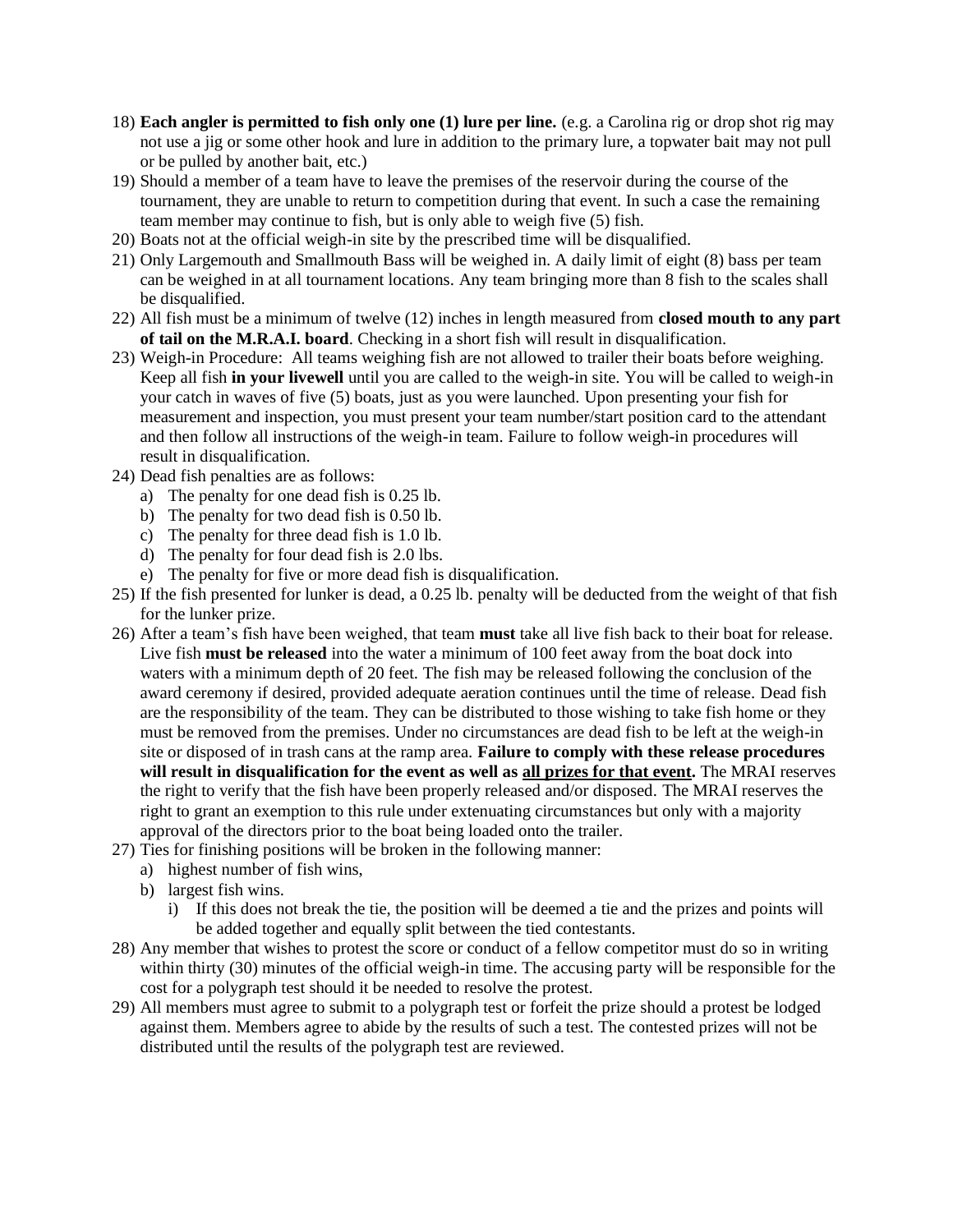18) **Each angler is permitted to fish only one (1) lure per line.** (e.g. a Carolina rig or drop shot rig may not use a jig or some other hook and lure in addition to the primary lure, a topwater bait may not pull or be pulled by another bait, etc.)
19) Should a member of a team have to leave the premises of the reservoir during the course of the tournament, they are unable to return to competition during that event. In such a case the remaining team member may continue to fish, but is only able to weigh five (5) fish.
20) Boats not at the official weigh-in site by the prescribed time will be disqualified.
21) Only Largemouth and Smallmouth Bass will be weighed in. A daily limit of eight (8) bass per team can be weighed in at all tournament locations. Any team bringing more than 8 fish to the scales shall be disqualified.
22) All fish must be a minimum of twelve (12) inches in length measured from **closed mouth to any part of tail on the M.R.A.I. board**. Checking in a short fish will result in disqualification.
23) Weigh-in Procedure: All teams weighing fish are not allowed to trailer their boats before weighing. Keep all fish **in your livewell** until you are called to the weigh-in site. You will be called to weigh-in your catch in waves of five (5) boats, just as you were launched. Upon presenting your fish for measurement and inspection, you must present your team number/start position card to the attendant and then follow all instructions of the weigh-in team. Failure to follow weigh-in procedures will result in disqualification.
24) Dead fish penalties are as follows:
    a) The penalty for one dead fish is 0.25 lb.
    b) The penalty for two dead fish is 0.50 lb.
    c) The penalty for three dead fish is 1.0 lb.
    d) The penalty for four dead fish is 2.0 lbs.
    e) The penalty for five or more dead fish is disqualification.
25) If the fish presented for lunker is dead, a 0.25 lb. penalty will be deducted from the weight of that fish for the lunker prize.
26) After a team's fish have been weighed, that team **must** take all live fish back to their boat for release. Live fish **must be released** into the water a minimum of 100 feet away from the boat dock into waters with a minimum depth of 20 feet. The fish may be released following the conclusion of the award ceremony if desired, provided adequate aeration continues until the time of release. Dead fish are the responsibility of the team. They can be distributed to those wishing to take fish home or they must be removed from the premises. Under no circumstances are dead fish to be left at the weigh-in site or disposed of in trash cans at the ramp area. **Failure to comply with these release procedures will result in disqualification for the event as well as <u>all prizes for that event</u>.** The MRAI reserves the right to verify that the fish have been properly released and/or disposed. The MRAI reserves the right to grant an exemption to this rule under extenuating circumstances but only with a majority approval of the directors prior to the boat being loaded onto the trailer.
27) Ties for finishing positions will be broken in the following manner:
    a) highest number of fish wins,
    b) largest fish wins.
        i) If this does not break the tie, the position will be deemed a tie and the prizes and points will be added together and equally split between the tied contestants.
28) Any member that wishes to protest the score or conduct of a fellow competitor must do so in writing within thirty (30) minutes of the official weigh-in time. The accusing party will be responsible for the cost for a polygraph test should it be needed to resolve the protest.
29) All members must agree to submit to a polygraph test or forfeit the prize should a protest be lodged against them. Members agree to abide by the results of such a test. The contested prizes will not be distributed until the results of the polygraph test are reviewed.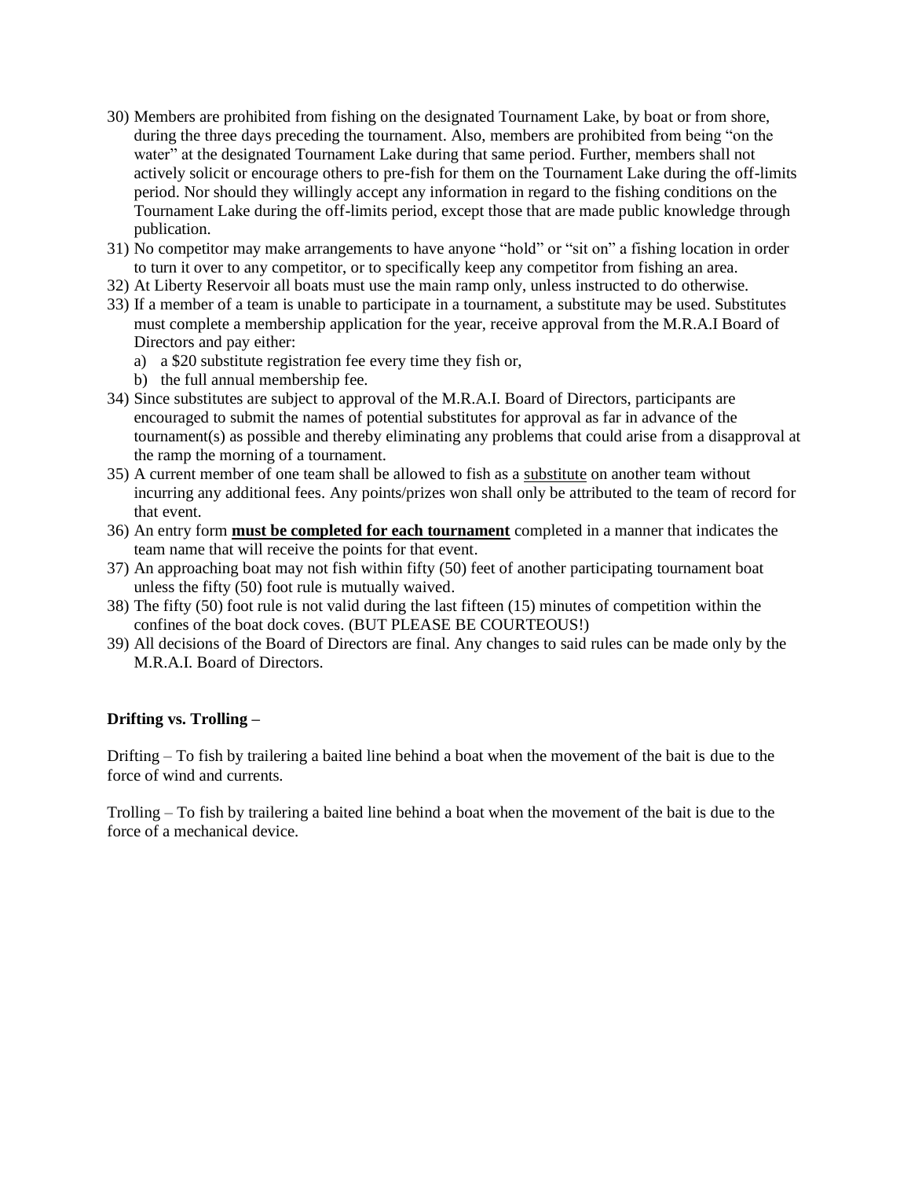30) Members are prohibited from fishing on the designated Tournament Lake, by boat or from shore, during the three days preceding the tournament. Also, members are prohibited from being "on the water" at the designated Tournament Lake during that same period. Further, members shall not actively solicit or encourage others to pre-fish for them on the Tournament Lake during the off-limits period. Nor should they willingly accept any information in regard to the fishing conditions on the Tournament Lake during the off-limits period, except those that are made public knowledge through publication.
31) No competitor may make arrangements to have anyone "hold" or "sit on" a fishing location in order to turn it over to any competitor, or to specifically keep any competitor from fishing an area.
32) At Liberty Reservoir all boats must use the main ramp only, unless instructed to do otherwise.
33) If a member of a team is unable to participate in a tournament, a substitute may be used. Substitutes must complete a membership application for the year, receive approval from the M.R.A.I Board of Directors and pay either:
    a) a $20 substitute registration fee every time they fish or,
    b) the full annual membership fee.
34) Since substitutes are subject to approval of the M.R.A.I. Board of Directors, participants are encouraged to submit the names of potential substitutes for approval as far in advance of the tournament(s) as possible and thereby eliminating any problems that could arise from a disapproval at the ramp the morning of a tournament.
35) A current member of one team shall be allowed to fish as a <u>substitute</u> on another team without incurring any additional fees. Any points/prizes won shall only be attributed to the team of record for that event.
36) An entry form <u>**must be completed for each tournament**</u> completed in a manner that indicates the team name that will receive the points for that event.
37) An approaching boat may not fish within fifty (50) feet of another participating tournament boat unless the fifty (50) foot rule is mutually waived.
38) The fifty (50) foot rule is not valid during the last fifteen (15) minutes of competition within the confines of the boat dock coves. (BUT PLEASE BE COURTEOUS!)
39) All decisions of the Board of Directors are final. Any changes to said rules can be made only by the M.R.A.I. Board of Directors.

**Drifting vs. Trolling –**

Drifting – To fish by trailering a baited line behind a boat when the movement of the bait is due to the force of wind and currents.

Trolling – To fish by trailering a baited line behind a boat when the movement of the bait is due to the force of a mechanical device.